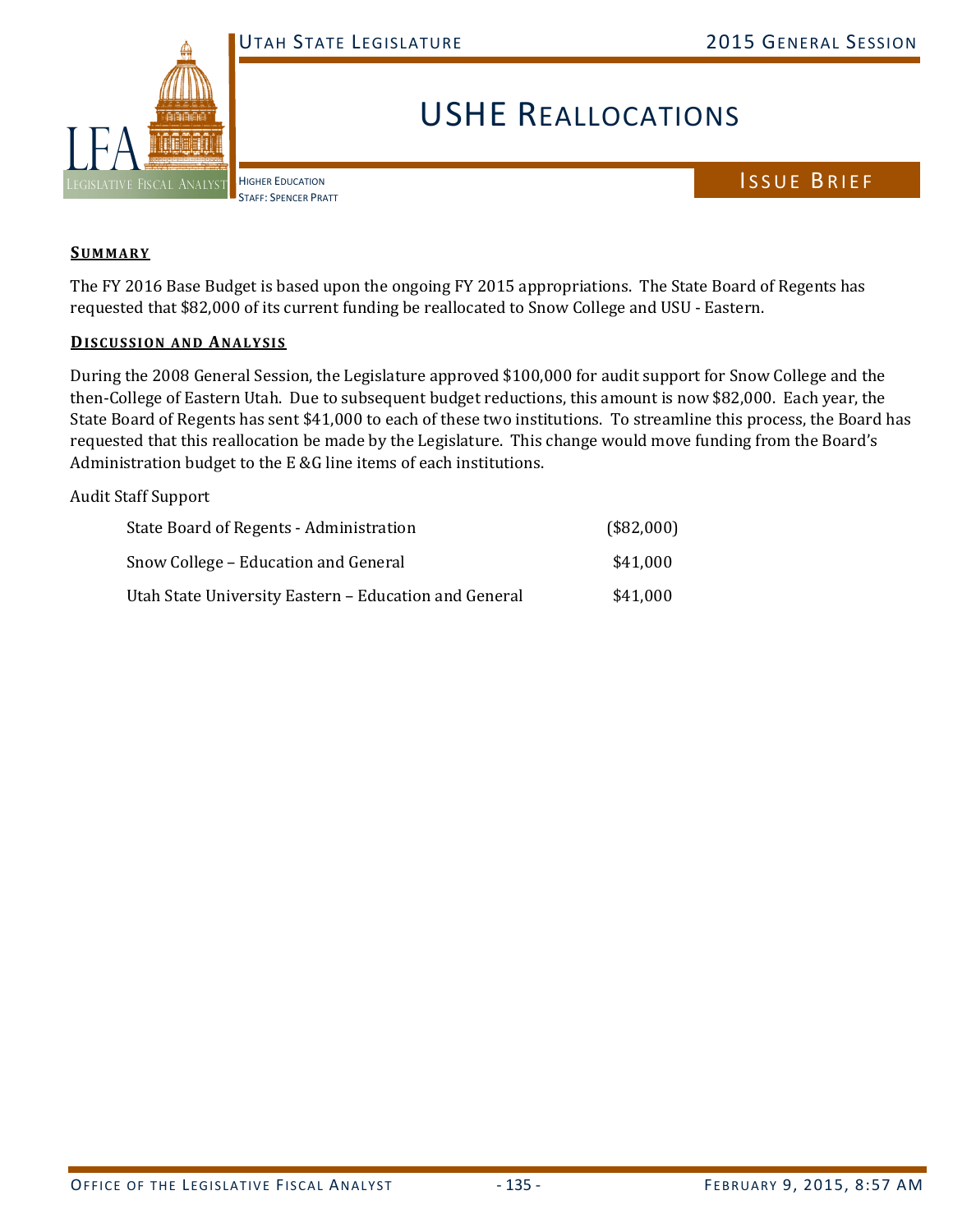# USHE Reallocations

Higher Education
Staff: Spencer Pratt

Issue Brief

## Summary

The FY 2016 Base Budget is based upon the ongoing FY 2015 appropriations. The State Board of Regents has requested that $82,000 of its current funding be reallocated to Snow College and USU - Eastern.

## Discussion and Analysis

During the 2008 General Session, the Legislature approved $100,000 for audit support for Snow College and the then-College of Eastern Utah. Due to subsequent budget reductions, this amount is now $82,000. Each year, the State Board of Regents has sent $41,000 to each of these two institutions. To streamline this process, the Board has requested that this reallocation be made by the Legislature. This change would move funding from the Board's Administration budget to the E &G line items of each institutions.

Audit Staff Support

| | |
|---|---|
| State Board of Regents - Administration | ($82,000) |
| Snow College – Education and General | $41,000 |
| Utah State University Eastern – Education and General | $41,000 |